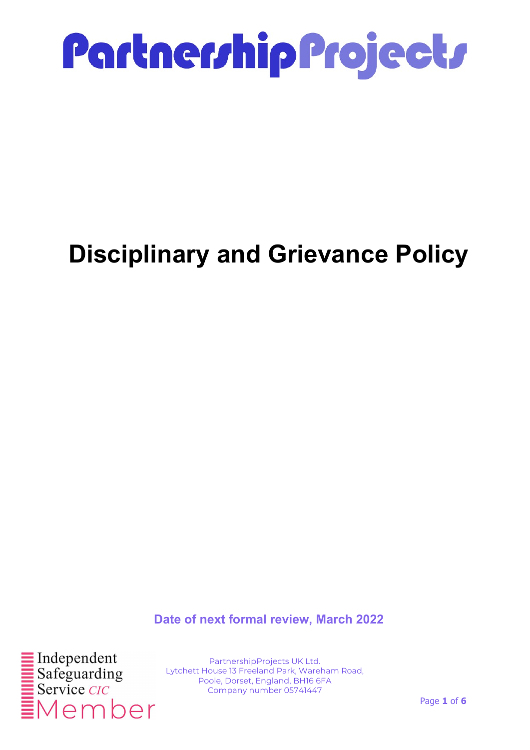PartnershipProjects

# Disciplinary and Grievance Policy

**Date of next formal review, March 2022**

Independent Safeguarding Service *CIC* Member

PartnershipProjects UK Ltd.
Lytchett House 13 Freeland Park, Wareham Road,
Poole, Dorset, England, BH16 6FA
Company number 05741447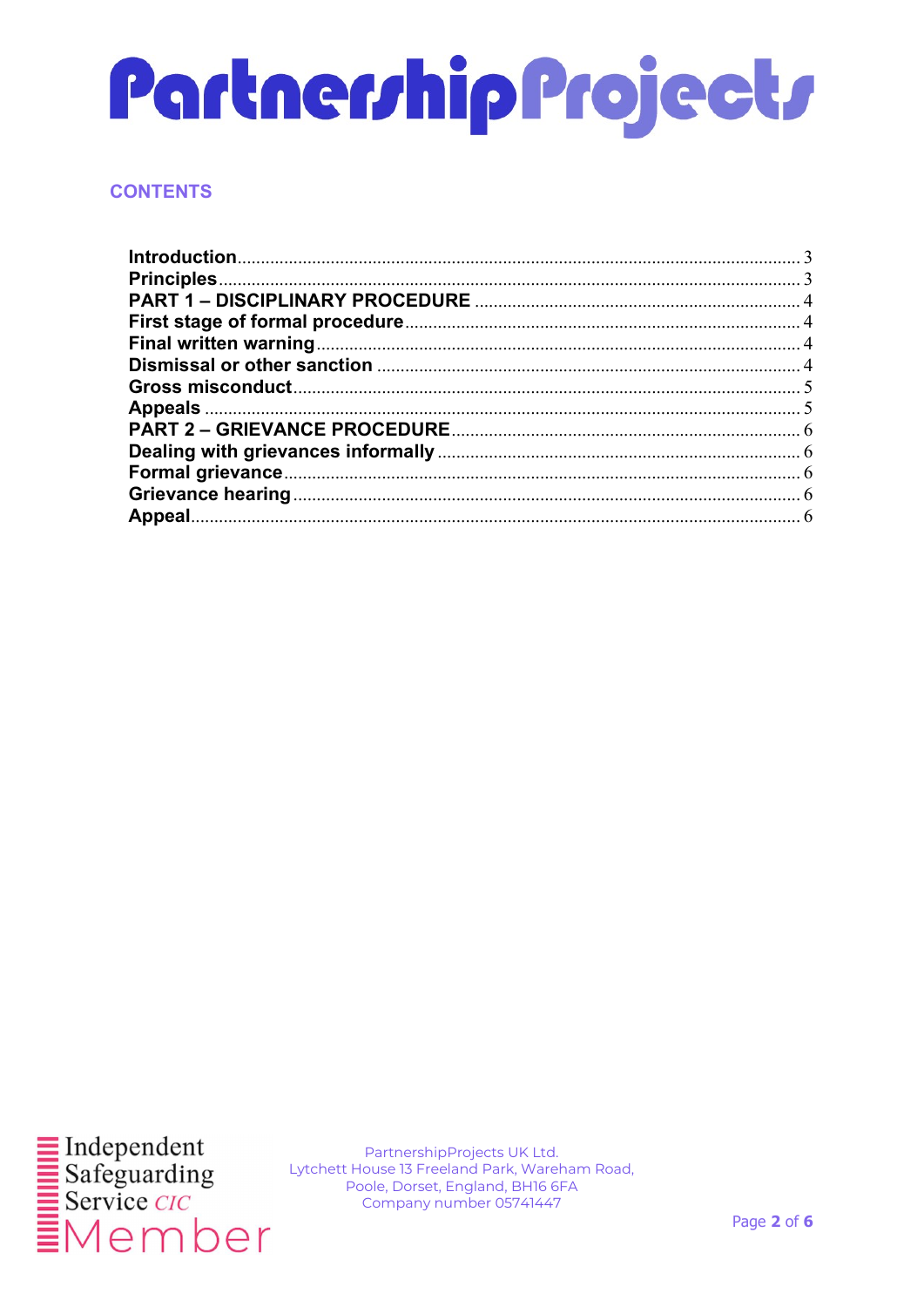# PartnershipProjects

## CONTENTS

| | |
|---|---|
| **Introduction** | 3 |
| **Principles** | 3 |
| **PART 1 – DISCIPLINARY PROCEDURE** | 4 |
| **First stage of formal procedure** | 4 |
| **Final written warning** | 4 |
| **Dismissal or other sanction** | 4 |
| **Gross misconduct** | 5 |
| **Appeals** | 5 |
| **PART 2 – GRIEVANCE PROCEDURE** | 6 |
| **Dealing with grievances informally** | 6 |
| **Formal grievance** | 6 |
| **Grievance hearing** | 6 |
| **Appeal** | 6 |

Independent Safeguarding Service *CIC* Member

PartnershipProjects UK Ltd.
Lytchett House 13 Freeland Park, Wareham Road,
Poole, Dorset, England, BH16 6FA
Company number 05741447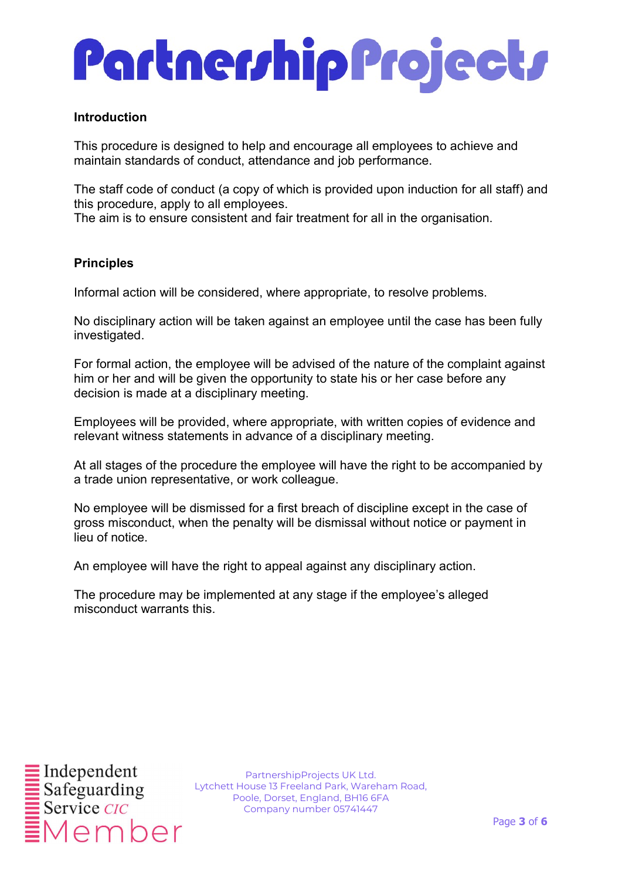## Introduction

This procedure is designed to help and encourage all employees to achieve and maintain standards of conduct, attendance and job performance.

The staff code of conduct (a copy of which is provided upon induction for all staff) and this procedure, apply to all employees.
The aim is to ensure consistent and fair treatment for all in the organisation.

## Principles

Informal action will be considered, where appropriate, to resolve problems.

No disciplinary action will be taken against an employee until the case has been fully investigated.

For formal action, the employee will be advised of the nature of the complaint against him or her and will be given the opportunity to state his or her case before any decision is made at a disciplinary meeting.

Employees will be provided, where appropriate, with written copies of evidence and relevant witness statements in advance of a disciplinary meeting.

At all stages of the procedure the employee will have the right to be accompanied by a trade union representative, or work colleague.

No employee will be dismissed for a first breach of discipline except in the case of gross misconduct, when the penalty will be dismissal without notice or payment in lieu of notice.

An employee will have the right to appeal against any disciplinary action.

The procedure may be implemented at any stage if the employee's alleged misconduct warrants this.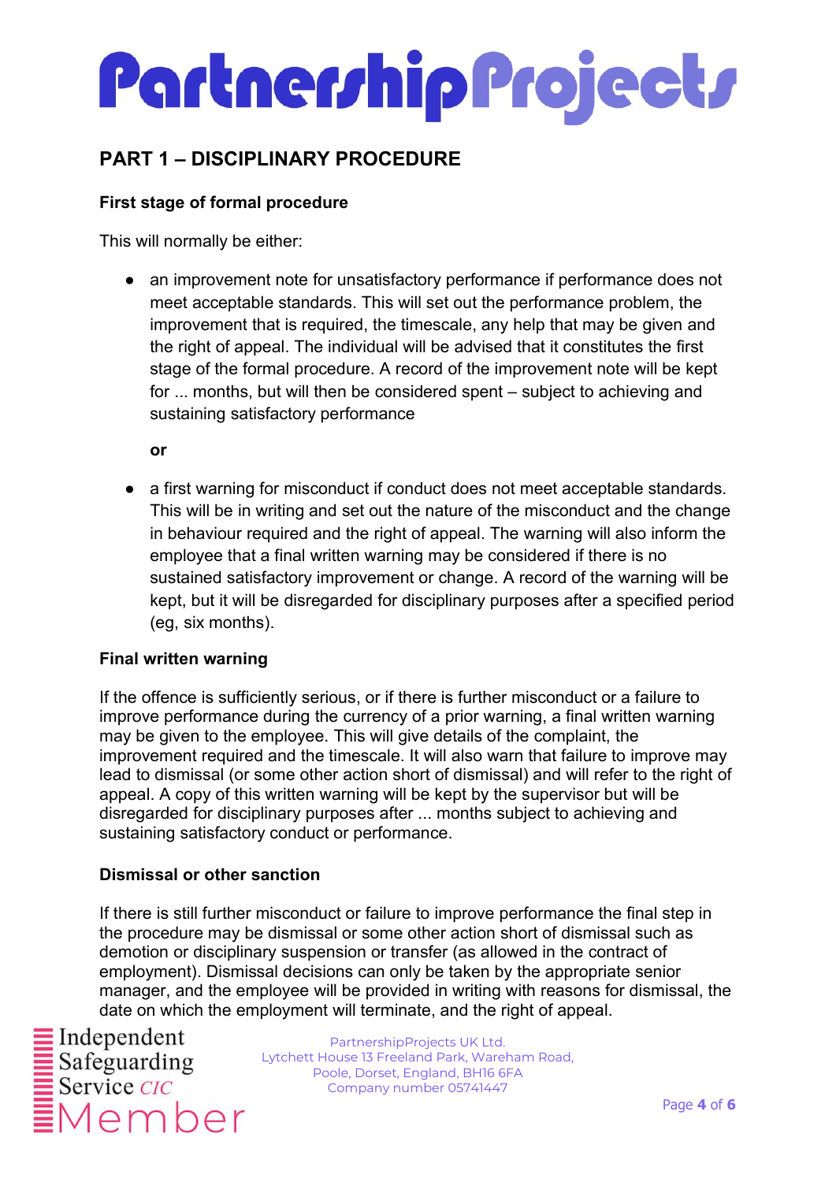## PART 1 – DISCIPLINARY PROCEDURE

**First stage of formal procedure**

This will normally be either:

- an improvement note for unsatisfactory performance if performance does not meet acceptable standards. This will set out the performance problem, the improvement that is required, the timescale, any help that may be given and the right of appeal. The individual will be advised that it constitutes the first stage of the formal procedure. A record of the improvement note will be kept for ... months, but will then be considered spent – subject to achieving and sustaining satisfactory performance

  **or**

- a first warning for misconduct if conduct does not meet acceptable standards. This will be in writing and set out the nature of the misconduct and the change in behaviour required and the right of appeal. The warning will also inform the employee that a final written warning may be considered if there is no sustained satisfactory improvement or change. A record of the warning will be kept, but it will be disregarded for disciplinary purposes after a specified period (eg, six months).

**Final written warning**

If the offence is sufficiently serious, or if there is further misconduct or a failure to improve performance during the currency of a prior warning, a final written warning may be given to the employee. This will give details of the complaint, the improvement required and the timescale. It will also warn that failure to improve may lead to dismissal (or some other action short of dismissal) and will refer to the right of appeal. A copy of this written warning will be kept by the supervisor but will be disregarded for disciplinary purposes after ... months subject to achieving and sustaining satisfactory conduct or performance.

**Dismissal or other sanction**

If there is still further misconduct or failure to improve performance the final step in the procedure may be dismissal or some other action short of dismissal such as demotion or disciplinary suspension or transfer (as allowed in the contract of employment). Dismissal decisions can only be taken by the appropriate senior manager, and the employee will be provided in writing with reasons for dismissal, the date on which the employment will terminate, and the right of appeal.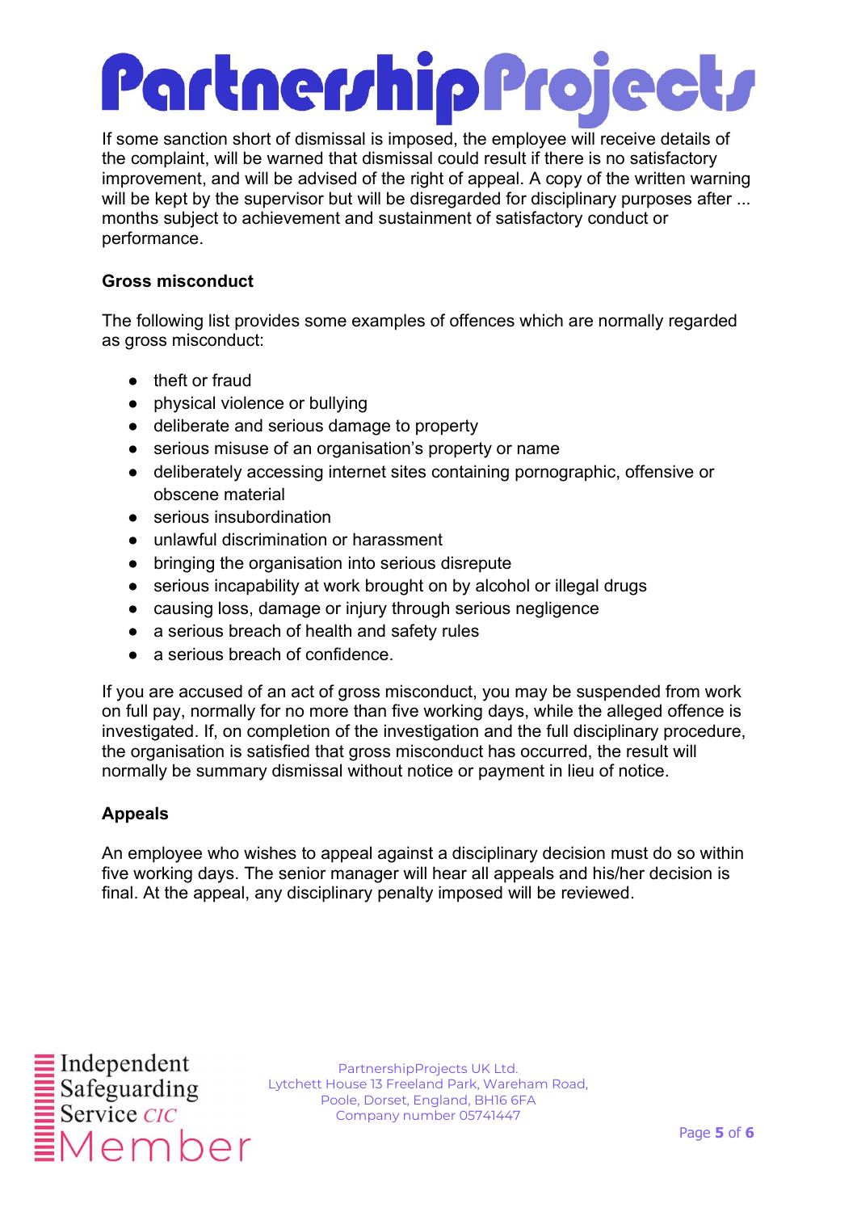If some sanction short of dismissal is imposed, the employee will receive details of the complaint, will be warned that dismissal could result if there is no satisfactory improvement, and will be advised of the right of appeal. A copy of the written warning will be kept by the supervisor but will be disregarded for disciplinary purposes after ... months subject to achievement and sustainment of satisfactory conduct or performance.

**Gross misconduct**

The following list provides some examples of offences which are normally regarded as gross misconduct:

- theft or fraud
- physical violence or bullying
- deliberate and serious damage to property
- serious misuse of an organisation's property or name
- deliberately accessing internet sites containing pornographic, offensive or obscene material
- serious insubordination
- unlawful discrimination or harassment
- bringing the organisation into serious disrepute
- serious incapability at work brought on by alcohol or illegal drugs
- causing loss, damage or injury through serious negligence
- a serious breach of health and safety rules
- a serious breach of confidence.

If you are accused of an act of gross misconduct, you may be suspended from work on full pay, normally for no more than five working days, while the alleged offence is investigated. If, on completion of the investigation and the full disciplinary procedure, the organisation is satisfied that gross misconduct has occurred, the result will normally be summary dismissal without notice or payment in lieu of notice.

**Appeals**

An employee who wishes to appeal against a disciplinary decision must do so within five working days. The senior manager will hear all appeals and his/her decision is final. At the appeal, any disciplinary penalty imposed will be reviewed.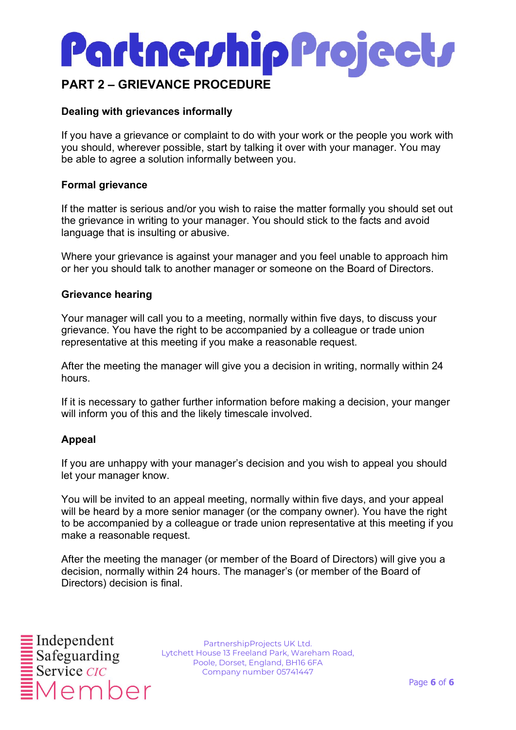## PART 2 – GRIEVANCE PROCEDURE

### Dealing with grievances informally

If you have a grievance or complaint to do with your work or the people you work with you should, wherever possible, start by talking it over with your manager. You may be able to agree a solution informally between you.

### Formal grievance

If the matter is serious and/or you wish to raise the matter formally you should set out the grievance in writing to your manager. You should stick to the facts and avoid language that is insulting or abusive.

Where your grievance is against your manager and you feel unable to approach him or her you should talk to another manager or someone on the Board of Directors.

### Grievance hearing

Your manager will call you to a meeting, normally within five days, to discuss your grievance. You have the right to be accompanied by a colleague or trade union representative at this meeting if you make a reasonable request.

After the meeting the manager will give you a decision in writing, normally within 24 hours.

If it is necessary to gather further information before making a decision, your manger will inform you of this and the likely timescale involved.

### Appeal

If you are unhappy with your manager's decision and you wish to appeal you should let your manager know.

You will be invited to an appeal meeting, normally within five days, and your appeal will be heard by a more senior manager (or the company owner). You have the right to be accompanied by a colleague or trade union representative at this meeting if you make a reasonable request.

After the meeting the manager (or member of the Board of Directors) will give you a decision, normally within 24 hours. The manager's (or member of the Board of Directors) decision is final.

Independent Safeguarding Service CIC Member

PartnershipProjects UK Ltd.
Lytchett House 13 Freeland Park, Wareham Road,
Poole, Dorset, England, BH16 6FA
Company number 05741447